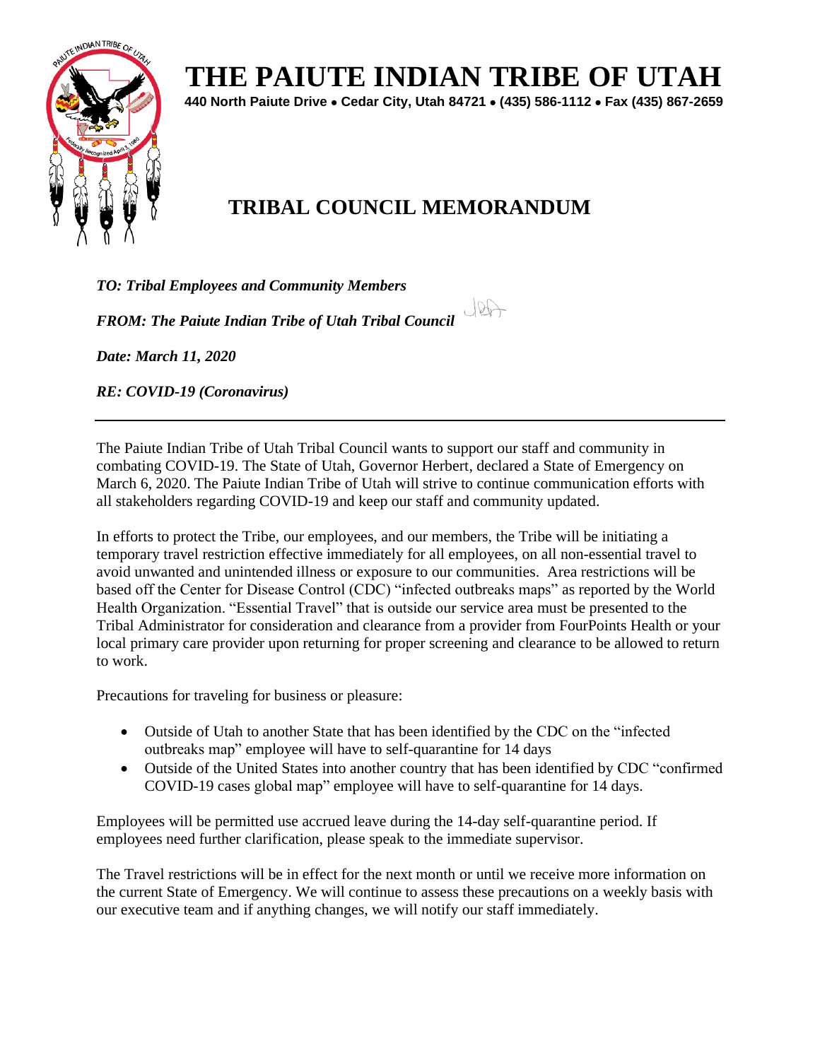# THE PAIUTE INDIAN TRIBE OF UTAH

**440 North Paiute Drive • Cedar City, Utah 84721 • (435) 586-1112 • Fax (435) 867-2659**

## TRIBAL COUNCIL MEMORANDUM

***TO: Tribal Employees and Community Members***

***FROM: The Paiute Indian Tribe of Utah Tribal Council***

***Date: March 11, 2020***

***RE: COVID-19 (Coronavirus)***

---

The Paiute Indian Tribe of Utah Tribal Council wants to support our staff and community in combating COVID-19. The State of Utah, Governor Herbert, declared a State of Emergency on March 6, 2020. The Paiute Indian Tribe of Utah will strive to continue communication efforts with all stakeholders regarding COVID-19 and keep our staff and community updated.

In efforts to protect the Tribe, our employees, and our members, the Tribe will be initiating a temporary travel restriction effective immediately for all employees, on all non-essential travel to avoid unwanted and unintended illness or exposure to our communities. Area restrictions will be based off the Center for Disease Control (CDC) "infected outbreaks maps" as reported by the World Health Organization. "Essential Travel" that is outside our service area must be presented to the Tribal Administrator for consideration and clearance from a provider from FourPoints Health or your local primary care provider upon returning for proper screening and clearance to be allowed to return to work.

Precautions for traveling for business or pleasure:

- Outside of Utah to another State that has been identified by the CDC on the "infected outbreaks map" employee will have to self-quarantine for 14 days
- Outside of the United States into another country that has been identified by CDC "confirmed COVID-19 cases global map" employee will have to self-quarantine for 14 days.

Employees will be permitted use accrued leave during the 14-day self-quarantine period. If employees need further clarification, please speak to the immediate supervisor.

The Travel restrictions will be in effect for the next month or until we receive more information on the current State of Emergency. We will continue to assess these precautions on a weekly basis with our executive team and if anything changes, we will notify our staff immediately.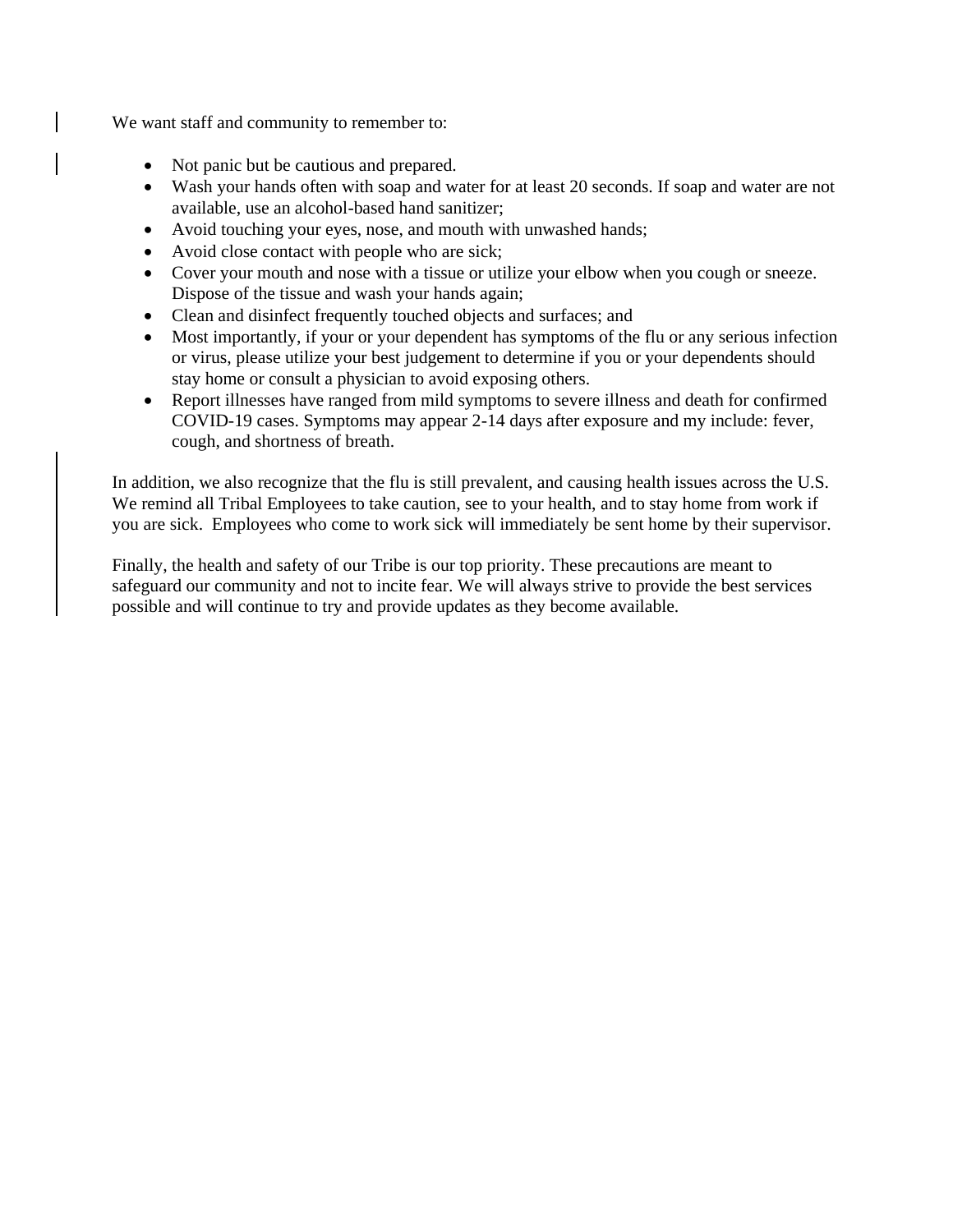We want staff and community to remember to:

- Not panic but be cautious and prepared.
- Wash your hands often with soap and water for at least 20 seconds. If soap and water are not available, use an alcohol-based hand sanitizer;
- Avoid touching your eyes, nose, and mouth with unwashed hands;
- Avoid close contact with people who are sick;
- Cover your mouth and nose with a tissue or utilize your elbow when you cough or sneeze. Dispose of the tissue and wash your hands again;
- Clean and disinfect frequently touched objects and surfaces; and
- Most importantly, if your or your dependent has symptoms of the flu or any serious infection or virus, please utilize your best judgement to determine if you or your dependents should stay home or consult a physician to avoid exposing others.
- Report illnesses have ranged from mild symptoms to severe illness and death for confirmed COVID-19 cases. Symptoms may appear 2-14 days after exposure and my include: fever, cough, and shortness of breath.

In addition, we also recognize that the flu is still prevalent, and causing health issues across the U.S. We remind all Tribal Employees to take caution, see to your health, and to stay home from work if you are sick. Employees who come to work sick will immediately be sent home by their supervisor.

Finally, the health and safety of our Tribe is our top priority. These precautions are meant to safeguard our community and not to incite fear. We will always strive to provide the best services possible and will continue to try and provide updates as they become available.